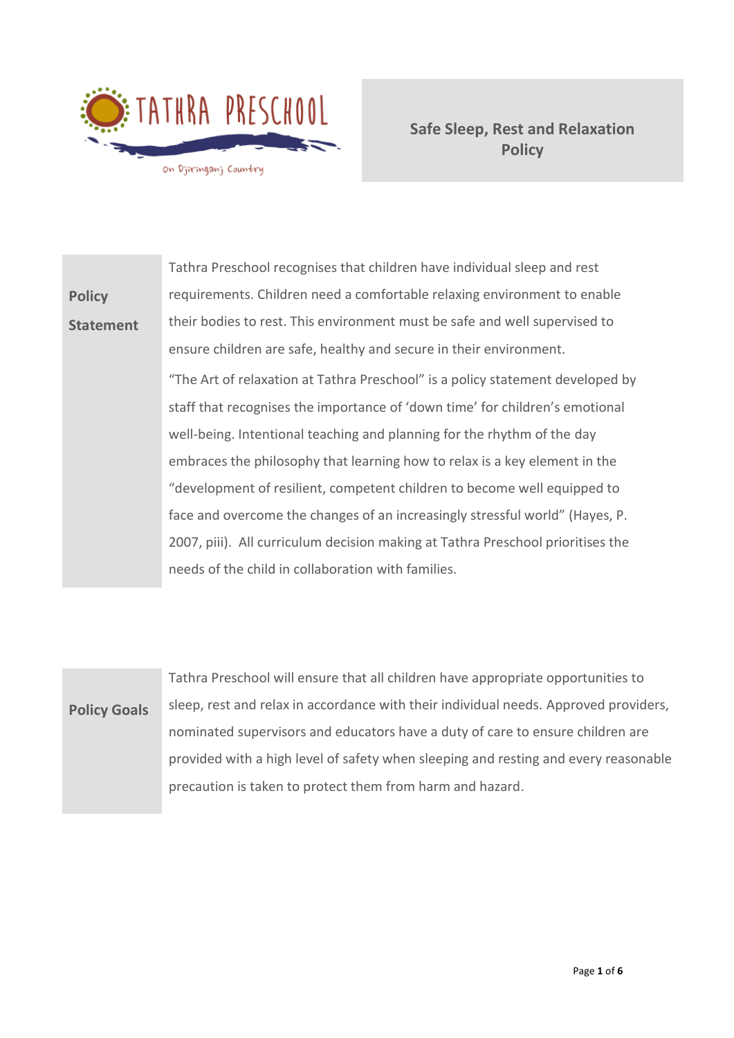TATHRA PRESCHOOL

On Djiringanj Country

# Safe Sleep, Rest and Relaxation Policy

## Policy Statement

Tathra Preschool recognises that children have individual sleep and rest requirements. Children need a comfortable relaxing environment to enable their bodies to rest. This environment must be safe and well supervised to ensure children are safe, healthy and secure in their environment.

"The Art of relaxation at Tathra Preschool" is a policy statement developed by staff that recognises the importance of 'down time' for children's emotional well-being. Intentional teaching and planning for the rhythm of the day embraces the philosophy that learning how to relax is a key element in the "development of resilient, competent children to become well equipped to face and overcome the changes of an increasingly stressful world" (Hayes, P. 2007, piii). All curriculum decision making at Tathra Preschool prioritises the needs of the child in collaboration with families.

## Policy Goals

Tathra Preschool will ensure that all children have appropriate opportunities to sleep, rest and relax in accordance with their individual needs. Approved providers, nominated supervisors and educators have a duty of care to ensure children are provided with a high level of safety when sleeping and resting and every reasonable precaution is taken to protect them from harm and hazard.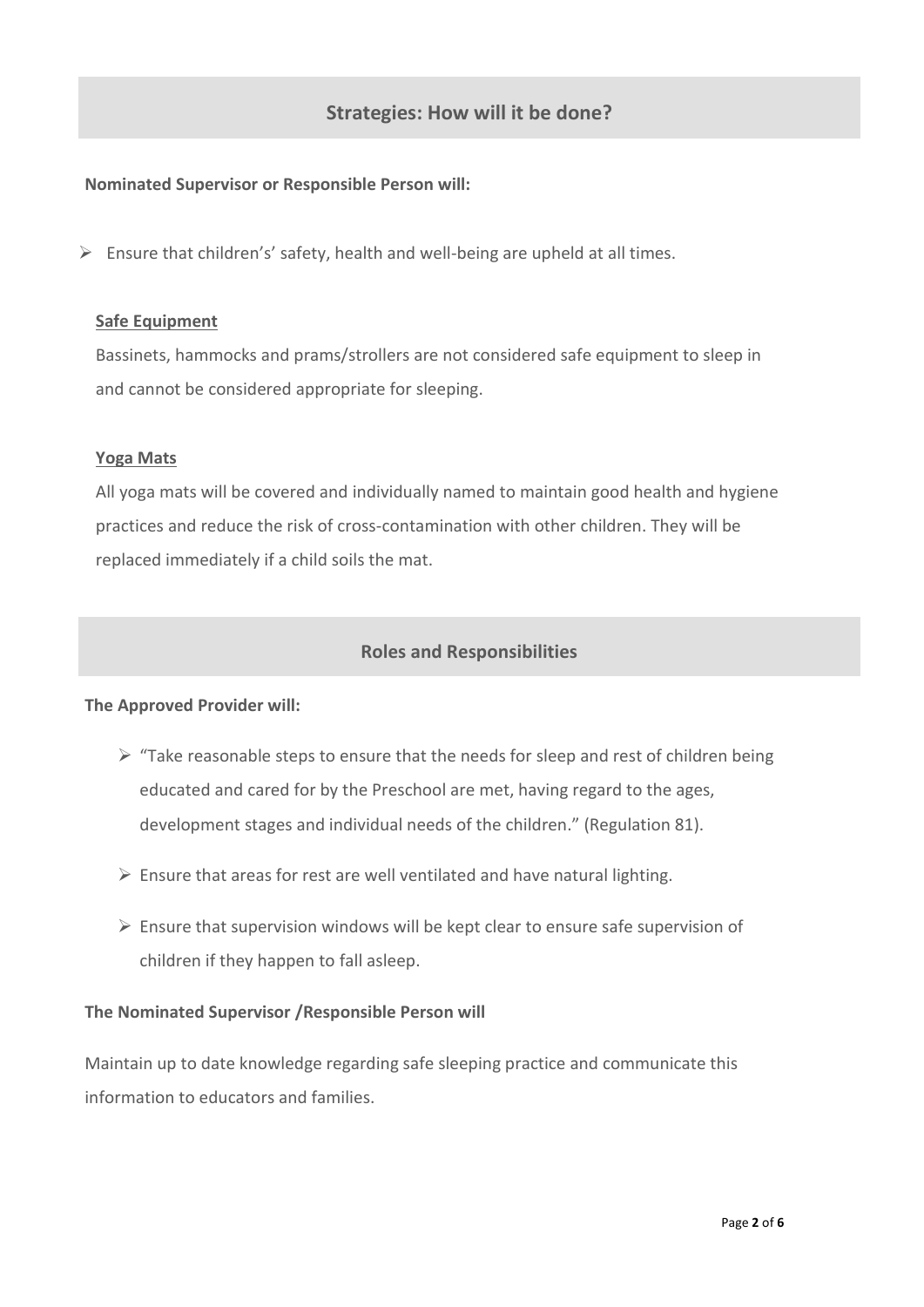## Strategies: How will it be done?

**Nominated Supervisor or Responsible Person will:**

- Ensure that children's' safety, health and well-being are upheld at all times.

**Safe Equipment**

Bassinets, hammocks and prams/strollers are not considered safe equipment to sleep in and cannot be considered appropriate for sleeping.

**Yoga Mats**

All yoga mats will be covered and individually named to maintain good health and hygiene practices and reduce the risk of cross-contamination with other children. They will be replaced immediately if a child soils the mat.

## Roles and Responsibilities

**The Approved Provider will:**

- "Take reasonable steps to ensure that the needs for sleep and rest of children being educated and cared for by the Preschool are met, having regard to the ages, development stages and individual needs of the children." (Regulation 81).
- Ensure that areas for rest are well ventilated and have natural lighting.
- Ensure that supervision windows will be kept clear to ensure safe supervision of children if they happen to fall asleep.

**The Nominated Supervisor /Responsible Person will**

Maintain up to date knowledge regarding safe sleeping practice and communicate this information to educators and families.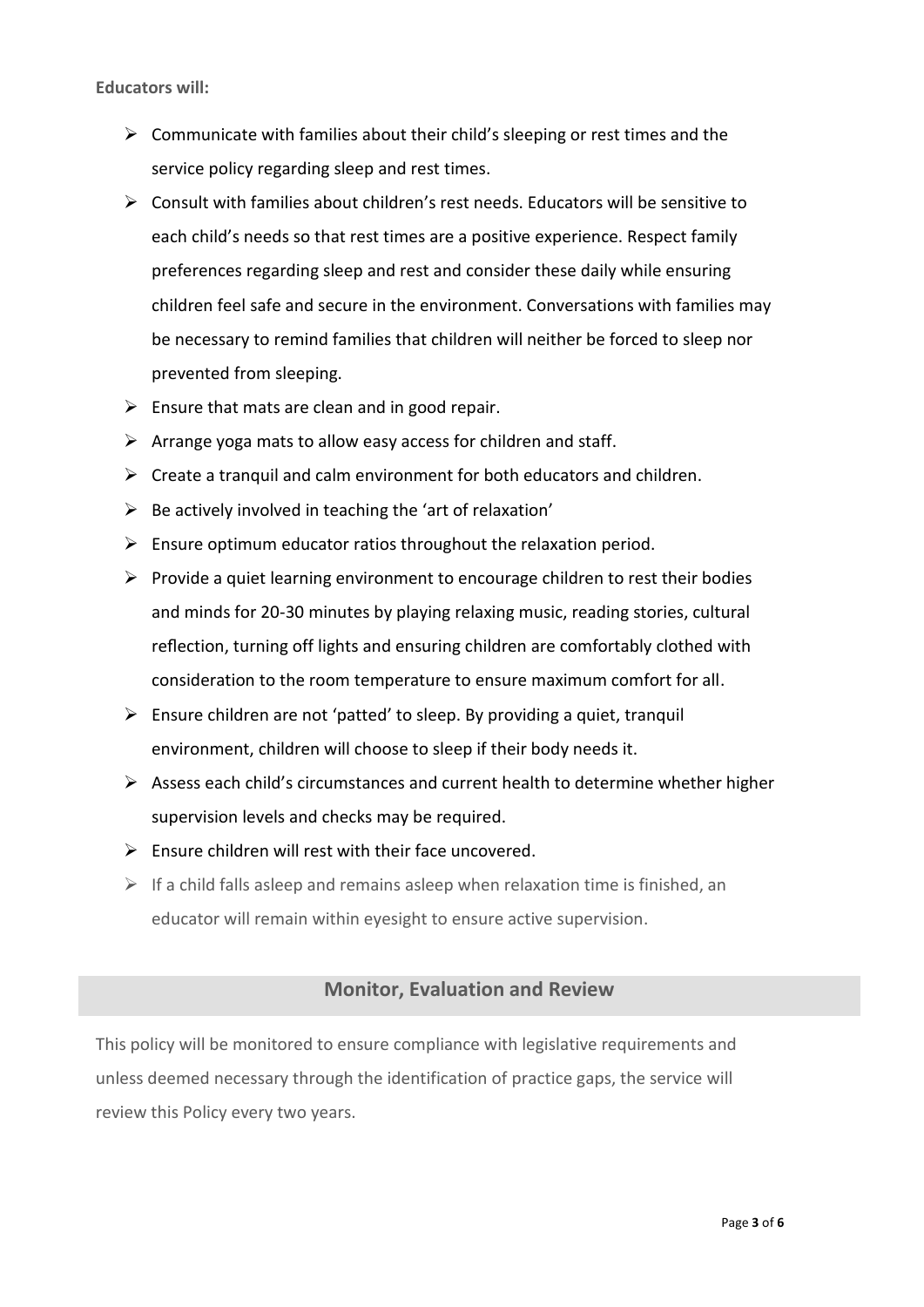**Educators will:**

- Communicate with families about their child's sleeping or rest times and the service policy regarding sleep and rest times.
- Consult with families about children's rest needs. Educators will be sensitive to each child's needs so that rest times are a positive experience. Respect family preferences regarding sleep and rest and consider these daily while ensuring children feel safe and secure in the environment. Conversations with families may be necessary to remind families that children will neither be forced to sleep nor prevented from sleeping.
- Ensure that mats are clean and in good repair.
- Arrange yoga mats to allow easy access for children and staff.
- Create a tranquil and calm environment for both educators and children.
- Be actively involved in teaching the 'art of relaxation'
- Ensure optimum educator ratios throughout the relaxation period.
- Provide a quiet learning environment to encourage children to rest their bodies and minds for 20-30 minutes by playing relaxing music, reading stories, cultural reflection, turning off lights and ensuring children are comfortably clothed with consideration to the room temperature to ensure maximum comfort for all.
- Ensure children are not 'patted' to sleep. By providing a quiet, tranquil environment, children will choose to sleep if their body needs it.
- Assess each child's circumstances and current health to determine whether higher supervision levels and checks may be required.
- Ensure children will rest with their face uncovered.
- If a child falls asleep and remains asleep when relaxation time is finished, an educator will remain within eyesight to ensure active supervision.

## Monitor, Evaluation and Review

This policy will be monitored to ensure compliance with legislative requirements and unless deemed necessary through the identification of practice gaps, the service will review this Policy every two years.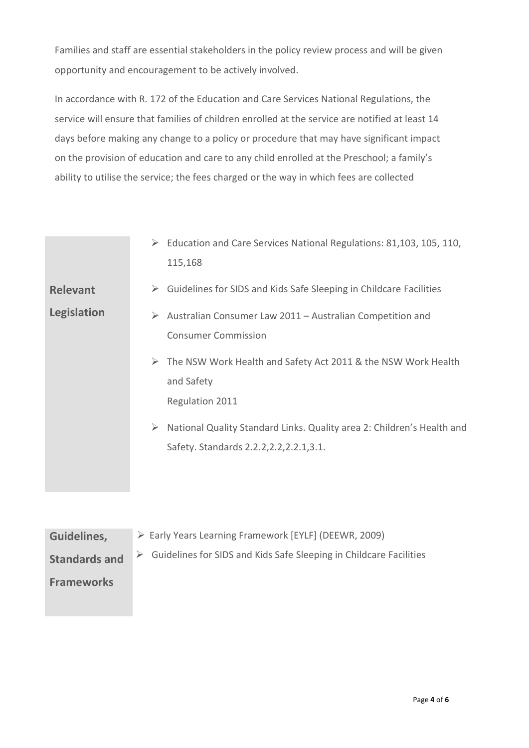Families and staff are essential stakeholders in the policy review process and will be given opportunity and encouragement to be actively involved.

In accordance with R. 172 of the Education and Care Services National Regulations, the service will ensure that families of children enrolled at the service are notified at least 14 days before making any change to a policy or procedure that may have significant impact on the provision of education and care to any child enrolled at the Preschool; a family's ability to utilise the service; the fees charged or the way in which fees are collected

| **Relevant Legislation** | |
|---|---|
| | ➢ Education and Care Services National Regulations: 81,103, 105, 110, 115,168<br>➢ Guidelines for SIDS and Kids Safe Sleeping in Childcare Facilities<br>➢ Australian Consumer Law 2011 – Australian Competition and Consumer Commission<br>➢ The NSW Work Health and Safety Act 2011 & the NSW Work Health and Safety Regulation 2011<br>➢ National Quality Standard Links. Quality area 2: Children's Health and Safety. Standards 2.2.2,2.2,2.2.1,3.1. |

| **Guidelines, Standards and Frameworks** | |
|---|---|
| | ➢ Early Years Learning Framework [EYLF] (DEEWR, 2009)<br>➢ Guidelines for SIDS and Kids Safe Sleeping in Childcare Facilities |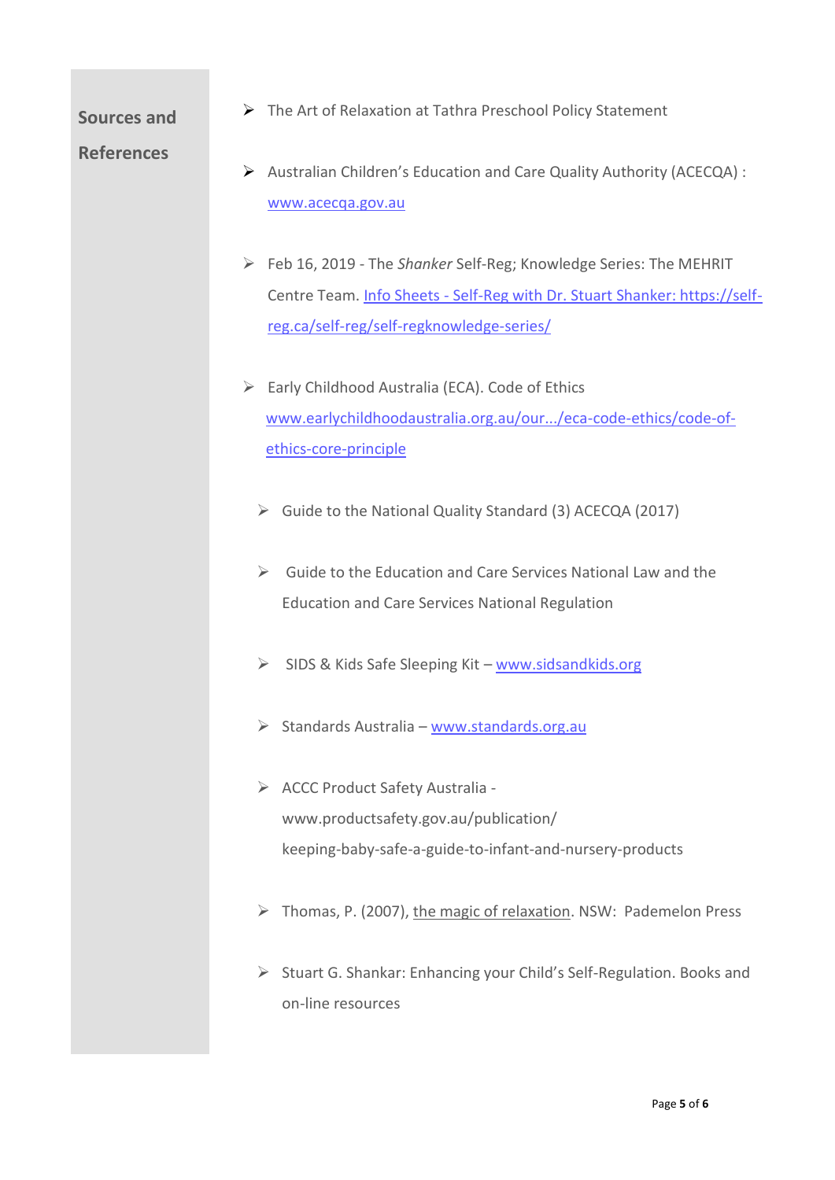## Sources and References

- The Art of Relaxation at Tathra Preschool Policy Statement
- Australian Children's Education and Care Quality Authority (ACECQA) : www.acecqa.gov.au
- Feb 16, 2019 - The *Shanker* Self-Reg; Knowledge Series: The MEHRIT Centre Team. Info Sheets - Self-Reg with Dr. Stuart Shanker: https://self-reg.ca/self-reg/self-regknowledge-series/
- Early Childhood Australia (ECA). Code of Ethics www.earlychildhoodaustralia.org.au/our.../eca-code-ethics/code-of-ethics-core-principle
- Guide to the National Quality Standard (3) ACECQA (2017)
- Guide to the Education and Care Services National Law and the Education and Care Services National Regulation
- SIDS & Kids Safe Sleeping Kit – www.sidsandkids.org
- Standards Australia – www.standards.org.au
- ACCC Product Safety Australia - www.productsafety.gov.au/publication/ keeping-baby-safe-a-guide-to-infant-and-nursery-products
- Thomas, P. (2007), the magic of relaxation. NSW: Pademelon Press
- Stuart G. Shankar: Enhancing your Child's Self-Regulation. Books and on-line resources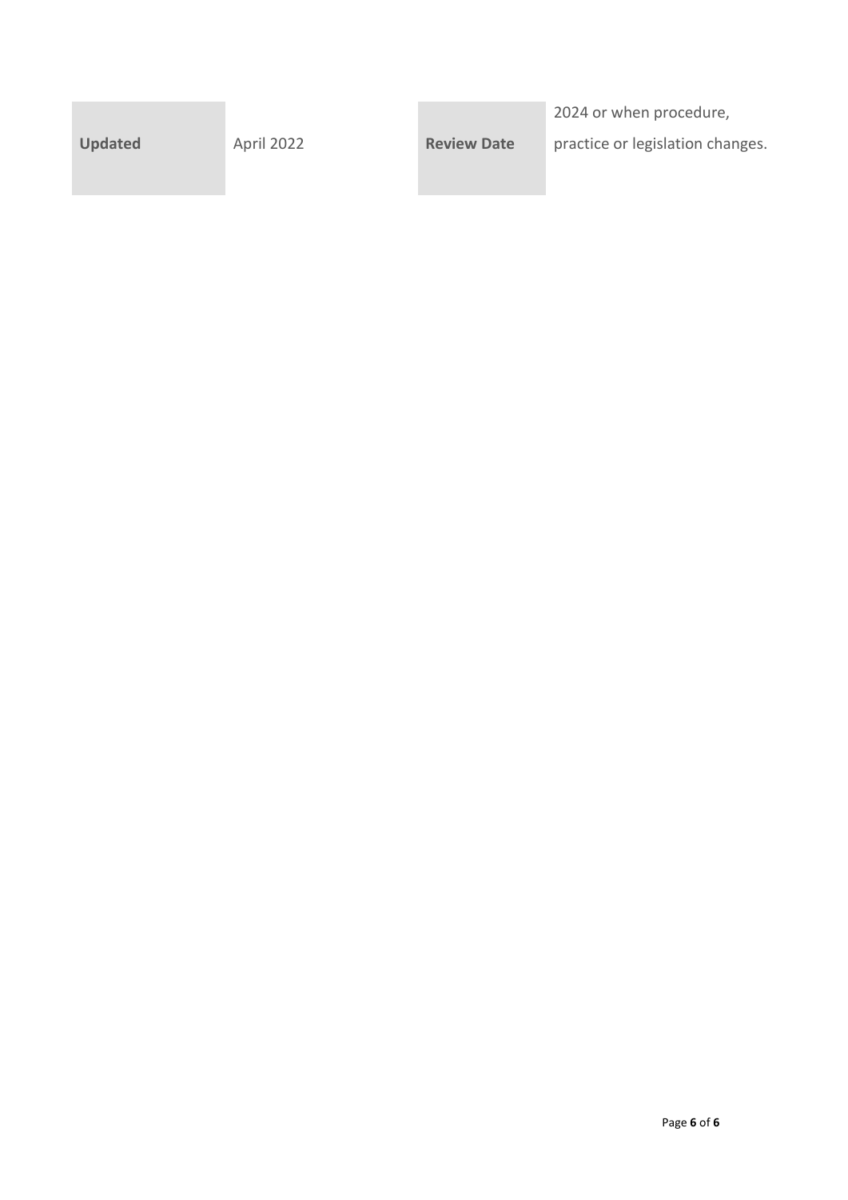| | | | |
|---|---|---|---|
| **Updated** | April 2022 | **Review Date** | 2024 or when procedure, practice or legislation changes. |